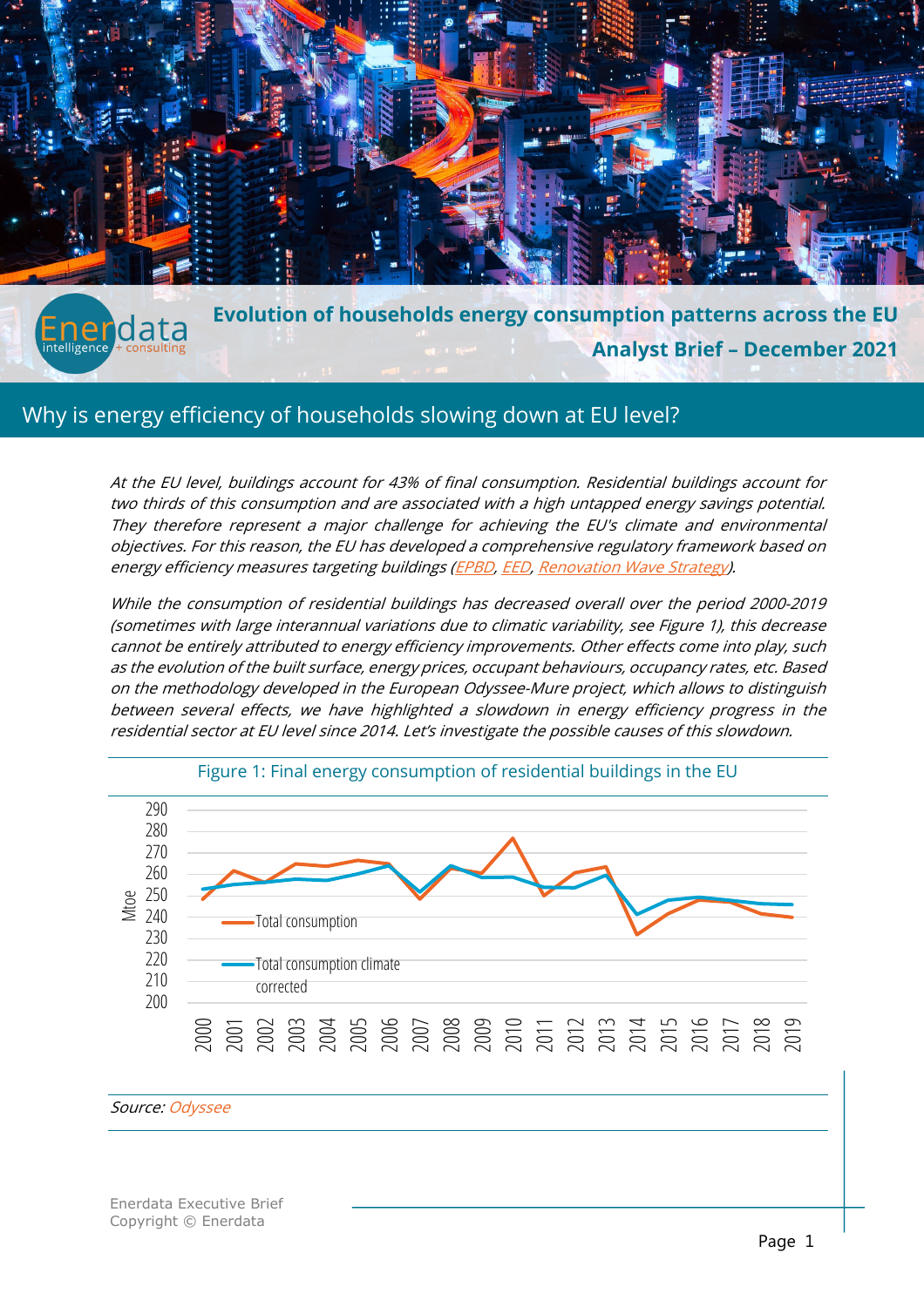# Evolution of households energy consumption patterns across the EU

**Analyst Brief – December 2021**

## Why is energy efficiency of households slowing down at EU level?

*At the EU level, buildings account for 43% of final consumption. Residential buildings account for two thirds of this consumption and are associated with a high untapped energy savings potential. They therefore represent a major challenge for achieving the EU's climate and environmental objectives. For this reason, the EU has developed a comprehensive regulatory framework based on energy efficiency measures targeting buildings (EPBD, EED, Renovation Wave Strategy).*

*While the consumption of residential buildings has decreased overall over the period 2000-2019 (sometimes with large interannual variations due to climatic variability, see Figure 1), this decrease cannot be entirely attributed to energy efficiency improvements. Other effects come into play, such as the evolution of the built surface, energy prices, occupant behaviours, occupancy rates, etc. Based on the methodology developed in the European Odyssee-Mure project, which allows to distinguish between several effects, we have highlighted a slowdown in energy efficiency progress in the residential sector at EU level since 2014. Let's investigate the possible causes of this slowdown.*

Figure 1: Final energy consumption of residential buildings in the EU

Source: *Odyssee*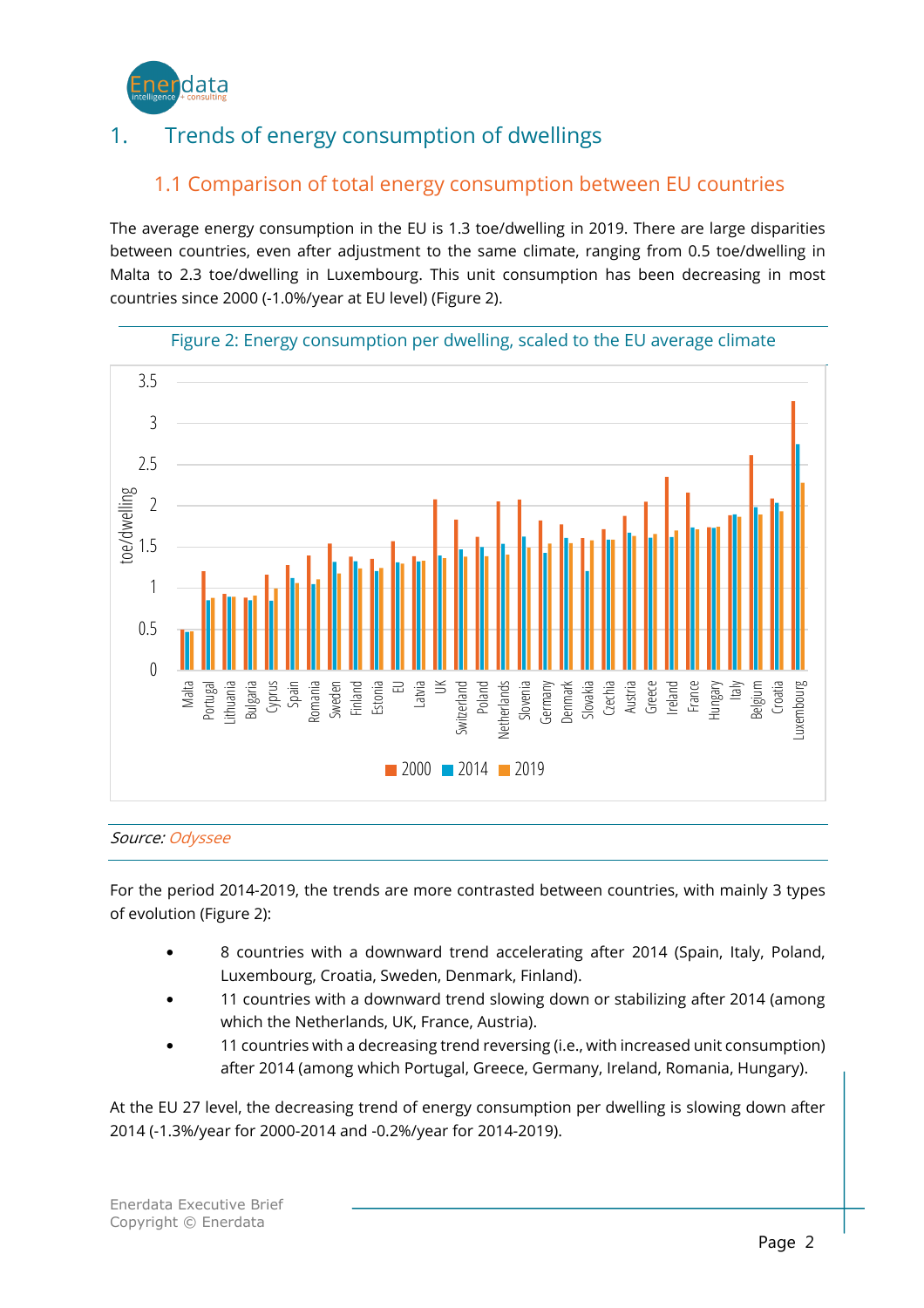# 1. Trends of energy consumption of dwellings

## 1.1 Comparison of total energy consumption between EU countries

The average energy consumption in the EU is 1.3 toe/dwelling in 2019. There are large disparities between countries, even after adjustment to the same climate, ranging from 0.5 toe/dwelling in Malta to 2.3 toe/dwelling in Luxembourg. This unit consumption has been decreasing in most countries since 2000 (-1.0%/year at EU level) (Figure 2).

Figure 2: Energy consumption per dwelling, scaled to the EU average climate

*Source: Odyssee*

For the period 2014-2019, the trends are more contrasted between countries, with mainly 3 types of evolution (Figure 2):

- 8 countries with a downward trend accelerating after 2014 (Spain, Italy, Poland, Luxembourg, Croatia, Sweden, Denmark, Finland).
- 11 countries with a downward trend slowing down or stabilizing after 2014 (among which the Netherlands, UK, France, Austria).
- 11 countries with a decreasing trend reversing (i.e., with increased unit consumption) after 2014 (among which Portugal, Greece, Germany, Ireland, Romania, Hungary).

At the EU 27 level, the decreasing trend of energy consumption per dwelling is slowing down after 2014 (-1.3%/year for 2000-2014 and -0.2%/year for 2014-2019).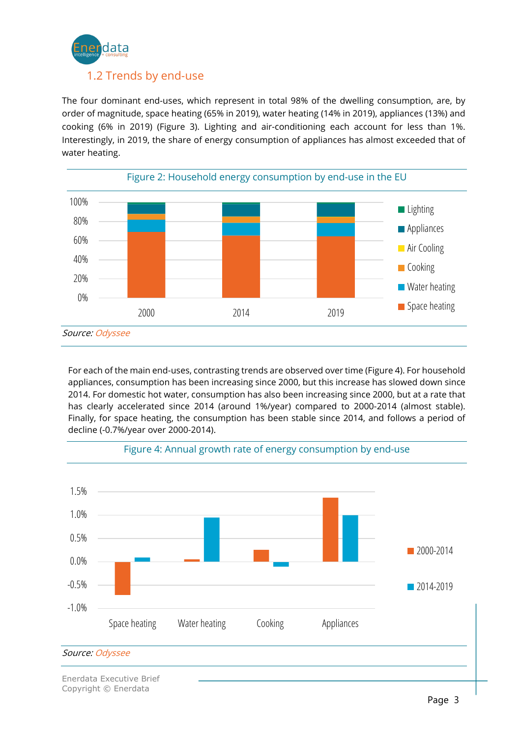## 1.2 Trends by end-use

The four dominant end-uses, which represent in total 98% of the dwelling consumption, are, by order of magnitude, space heating (65% in 2019), water heating (14% in 2019), appliances (13%) and cooking (6% in 2019) (Figure 3). Lighting and air-conditioning each account for less than 1%. Interestingly, in 2019, the share of energy consumption of appliances has almost exceeded that of water heating.

Figure 2: Household energy consumption by end-use in the EU

*Source: Odyssee*

For each of the main end-uses, contrasting trends are observed over time (Figure 4). For household appliances, consumption has been increasing since 2000, but this increase has slowed down since 2014. For domestic hot water, consumption has also been increasing since 2000, but at a rate that has clearly accelerated since 2014 (around 1%/year) compared to 2000-2014 (almost stable). Finally, for space heating, the consumption has been stable since 2014, and follows a period of decline (-0.7%/year over 2000-2014).

Figure 4: Annual growth rate of energy consumption by end-use

*Source: Odyssee*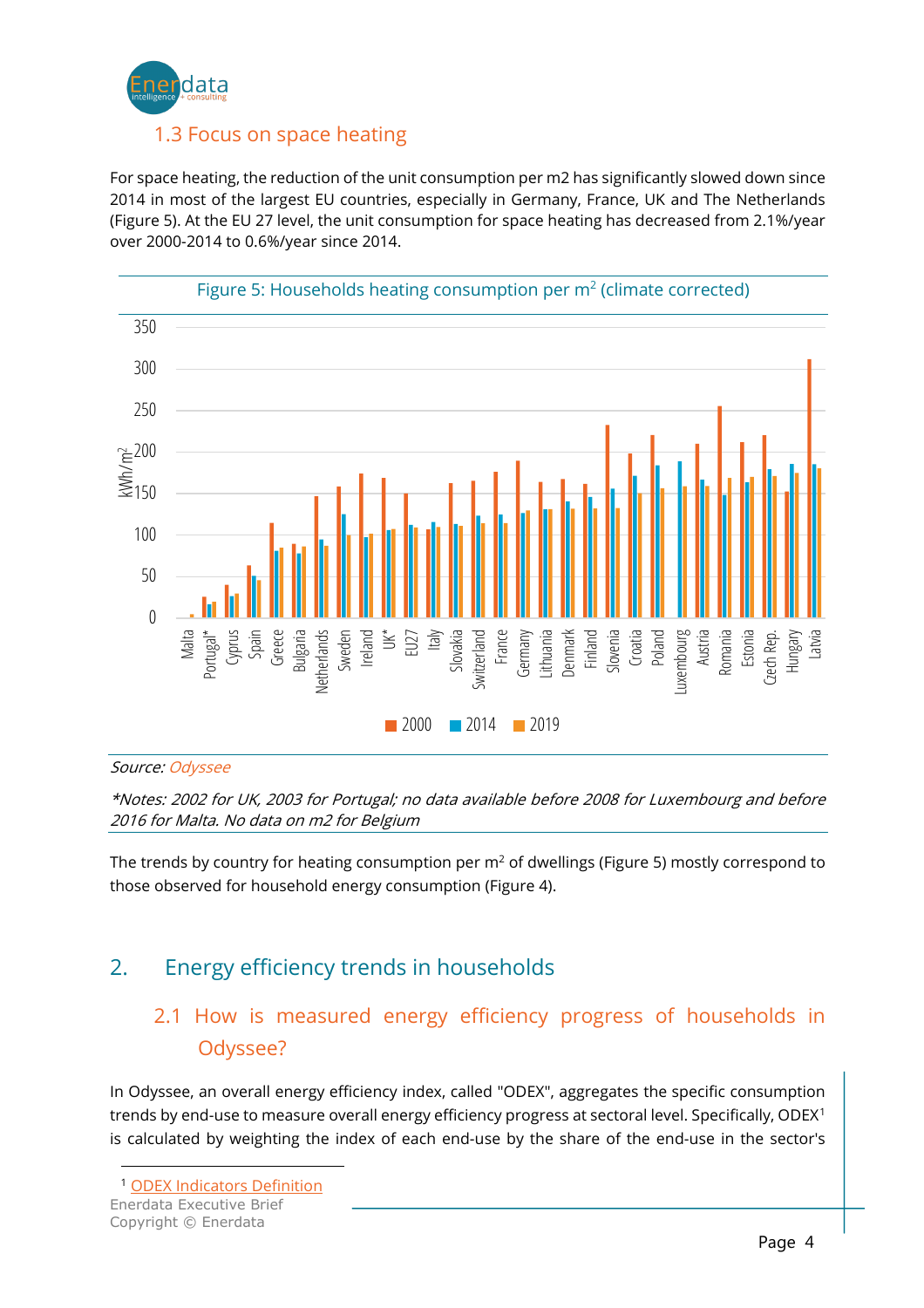## 1.3 Focus on space heating

For space heating, the reduction of the unit consumption per m2 has significantly slowed down since 2014 in most of the largest EU countries, especially in Germany, France, UK and The Netherlands (Figure 5). At the EU 27 level, the unit consumption for space heating has decreased from 2.1%/year over 2000-2014 to 0.6%/year since 2014.

Figure 5: Households heating consumption per m$^2$ (climate corrected)

*Source: Odyssee*

*\*Notes: 2002 for UK, 2003 for Portugal; no data available before 2008 for Luxembourg and before 2016 for Malta. No data on m2 for Belgium*

The trends by country for heating consumption per m$^2$ of dwellings (Figure 5) mostly correspond to those observed for household energy consumption (Figure 4).

# 2. Energy efficiency trends in households

## 2.1 How is measured energy efficiency progress of households in Odyssee?

In Odyssee, an overall energy efficiency index, called "ODEX", aggregates the specific consumption trends by end-use to measure overall energy efficiency progress at sectoral level. Specifically, ODEX[1] is calculated by weighting the index of each end-use by the share of the end-use in the sector's

[1] ODEX Indicators Definition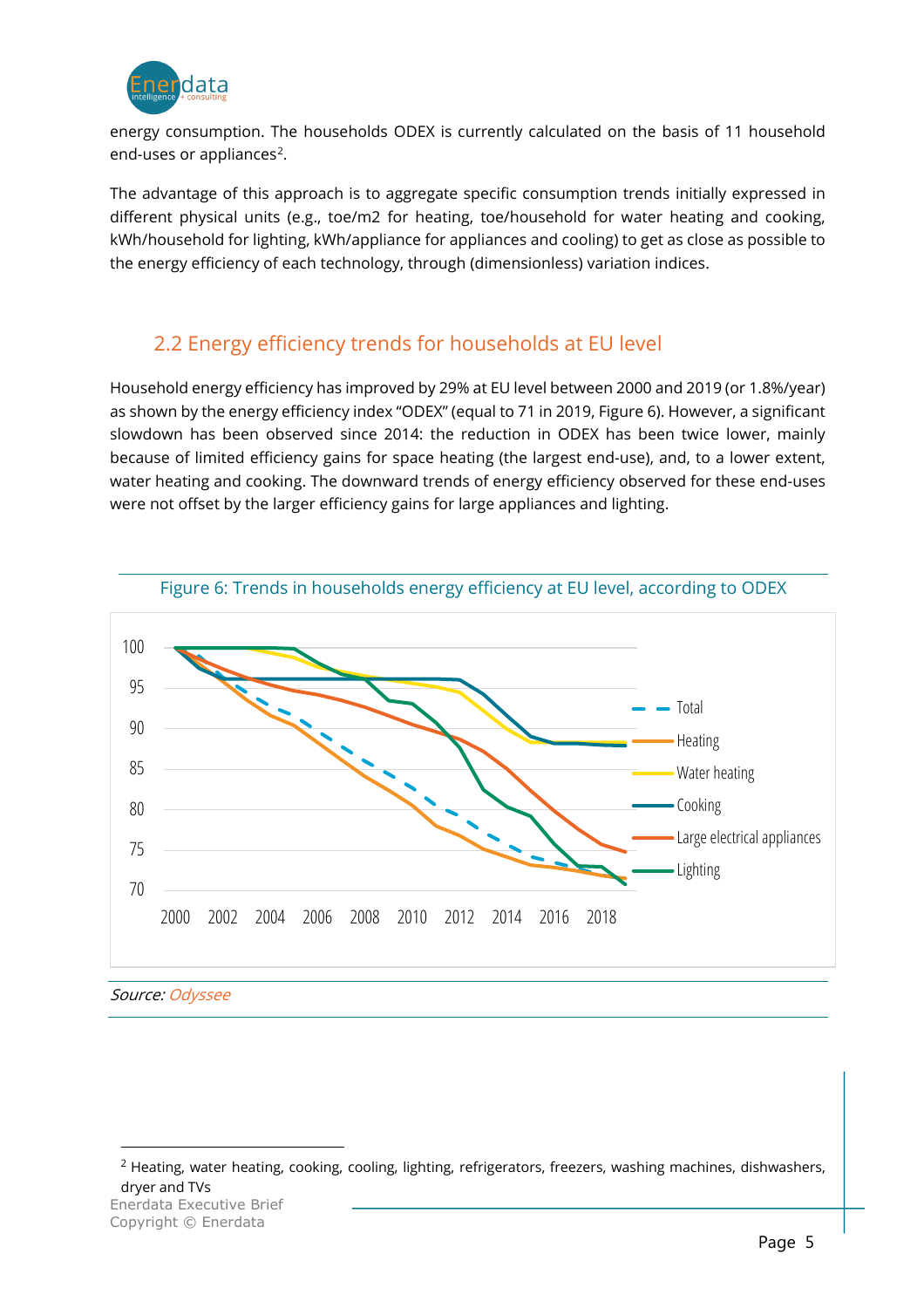energy consumption. The households ODEX is currently calculated on the basis of 11 household end-uses or appliances[2].

The advantage of this approach is to aggregate specific consumption trends initially expressed in different physical units (e.g., toe/m2 for heating, toe/household for water heating and cooking, kWh/household for lighting, kWh/appliance for appliances and cooling) to get as close as possible to the energy efficiency of each technology, through (dimensionless) variation indices.

## 2.2 Energy efficiency trends for households at EU level

Household energy efficiency has improved by 29% at EU level between 2000 and 2019 (or 1.8%/year) as shown by the energy efficiency index "ODEX" (equal to 71 in 2019, Figure 6). However, a significant slowdown has been observed since 2014: the reduction in ODEX has been twice lower, mainly because of limited efficiency gains for space heating (the largest end-use), and, to a lower extent, water heating and cooking. The downward trends of energy efficiency observed for these end-uses were not offset by the larger efficiency gains for large appliances and lighting.

Figure 6: Trends in households energy efficiency at EU level, according to ODEX

*Source: Odyssee*

[2] Heating, water heating, cooking, cooling, lighting, refrigerators, freezers, washing machines, dishwashers, dryer and TVs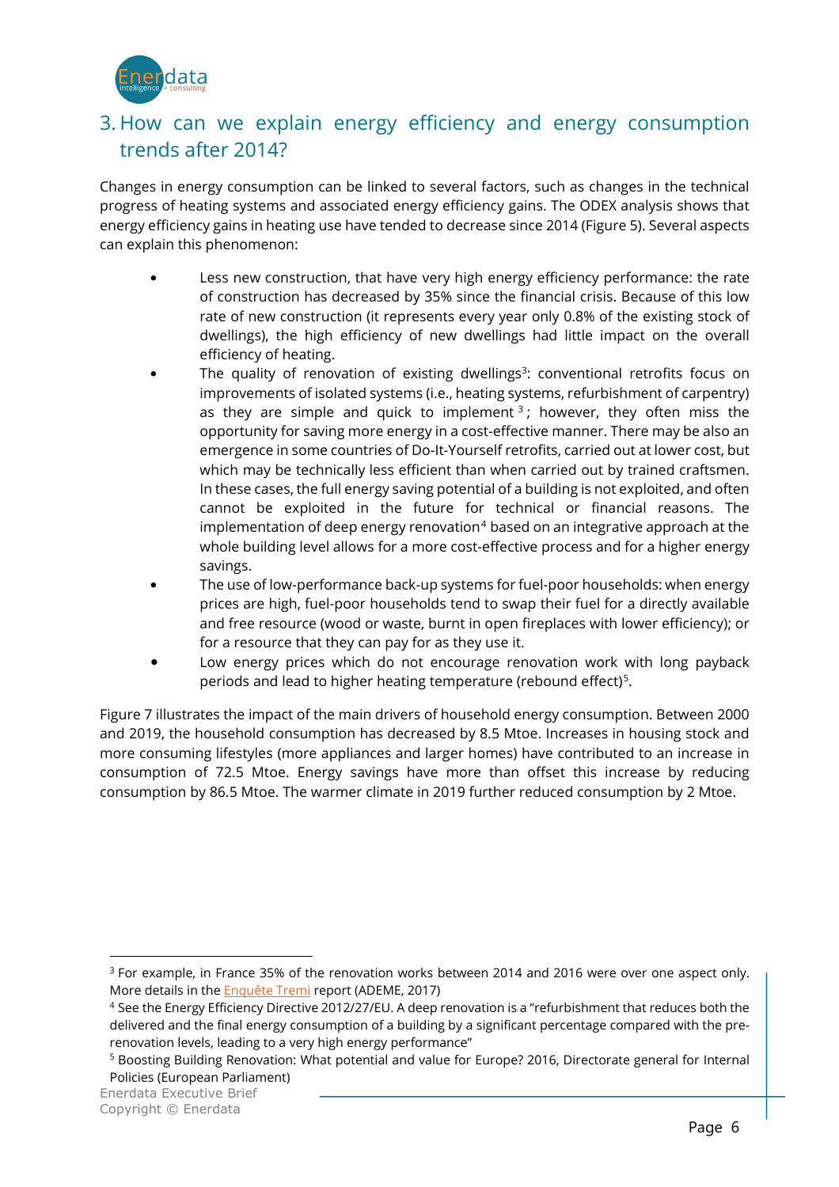## 3. How can we explain energy efficiency and energy consumption trends after 2014?

Changes in energy consumption can be linked to several factors, such as changes in the technical progress of heating systems and associated energy efficiency gains. The ODEX analysis shows that energy efficiency gains in heating use have tended to decrease since 2014 (Figure 5). Several aspects can explain this phenomenon:

- Less new construction, that have very high energy efficiency performance: the rate of construction has decreased by 35% since the financial crisis. Because of this low rate of new construction (it represents every year only 0.8% of the existing stock of dwellings), the high efficiency of new dwellings had little impact on the overall efficiency of heating.
- The quality of renovation of existing dwellings[3]: conventional retrofits focus on improvements of isolated systems (i.e., heating systems, refurbishment of carpentry) as they are simple and quick to implement[3]; however, they often miss the opportunity for saving more energy in a cost-effective manner. There may be also an emergence in some countries of Do-It-Yourself retrofits, carried out at lower cost, but which may be technically less efficient than when carried out by trained craftsmen. In these cases, the full energy saving potential of a building is not exploited, and often cannot be exploited in the future for technical or financial reasons. The implementation of deep energy renovation[4] based on an integrative approach at the whole building level allows for a more cost-effective process and for a higher energy savings.
- The use of low-performance back-up systems for fuel-poor households: when energy prices are high, fuel-poor households tend to swap their fuel for a directly available and free resource (wood or waste, burnt in open fireplaces with lower efficiency); or for a resource that they can pay for as they use it.
- Low energy prices which do not encourage renovation work with long payback periods and lead to higher heating temperature (rebound effect)[5].

Figure 7 illustrates the impact of the main drivers of household energy consumption. Between 2000 and 2019, the household consumption has decreased by 8.5 Mtoe. Increases in housing stock and more consuming lifestyles (more appliances and larger homes) have contributed to an increase in consumption of 72.5 Mtoe. Energy savings have more than offset this increase by reducing consumption by 86.5 Mtoe. The warmer climate in 2019 further reduced consumption by 2 Mtoe.

---

[3] For example, in France 35% of the renovation works between 2014 and 2016 were over one aspect only. More details in the Enquête Tremi report (ADEME, 2017)

[4] See the Energy Efficiency Directive 2012/27/EU. A deep renovation is a "refurbishment that reduces both the delivered and the final energy consumption of a building by a significant percentage compared with the pre-renovation levels, leading to a very high energy performance"

[5] Boosting Building Renovation: What potential and value for Europe? 2016, Directorate general for Internal Policies (European Parliament)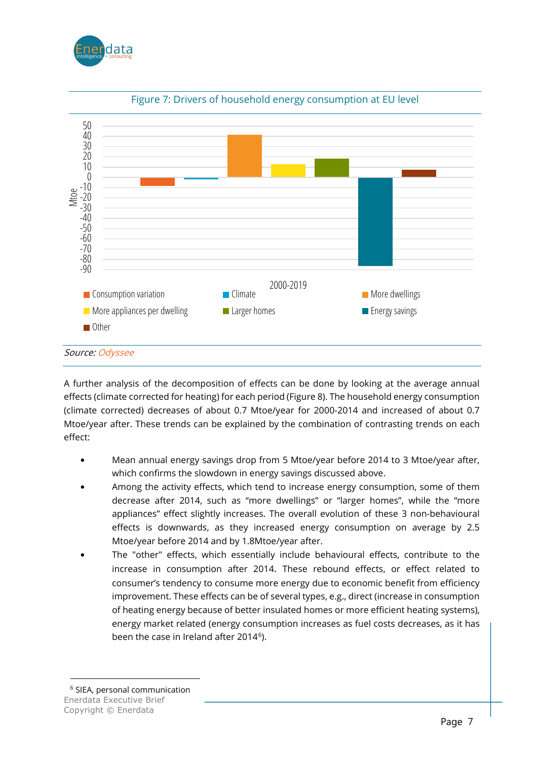Figure 7: Drivers of household energy consumption at EU level

*Source: Odyssee*

A further analysis of the decomposition of effects can be done by looking at the average annual effects (climate corrected for heating) for each period (Figure 8). The household energy consumption (climate corrected) decreases of about 0.7 Mtoe/year for 2000-2014 and increased of about 0.7 Mtoe/year after. These trends can be explained by the combination of contrasting trends on each effect:

- Mean annual energy savings drop from 5 Mtoe/year before 2014 to 3 Mtoe/year after, which confirms the slowdown in energy savings discussed above.
- Among the activity effects, which tend to increase energy consumption, some of them decrease after 2014, such as "more dwellings" or "larger homes", while the "more appliances" effect slightly increases. The overall evolution of these 3 non-behavioural effects is downwards, as they increased energy consumption on average by 2.5 Mtoe/year before 2014 and by 1.8Mtoe/year after.
- The "other" effects, which essentially include behavioural effects, contribute to the increase in consumption after 2014. These rebound effects, or effect related to consumer's tendency to consume more energy due to economic benefit from efficiency improvement. These effects can be of several types, e.g., direct (increase in consumption of heating energy because of better insulated homes or more efficient heating systems), energy market related (energy consumption increases as fuel costs decreases, as it has been the case in Ireland after 2014[6]).

[6] SIEA, personal communication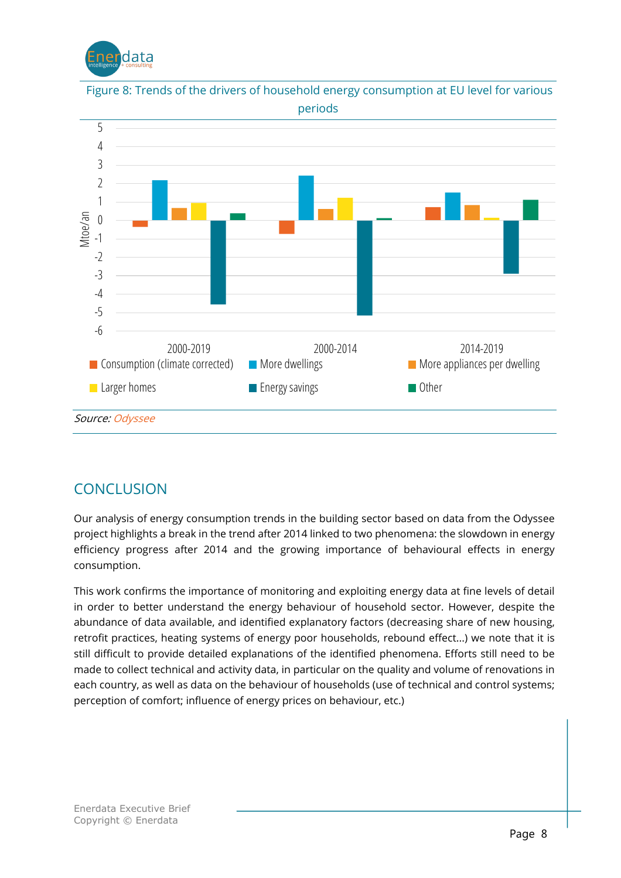Figure 8: Trends of the drivers of household energy consumption at EU level for various periods

Mtoe/an

5
4
3
2
1
0
-1
-2
-3
-4
-5
-6

2000-2019
2000-2014
2014-2019

Consumption (climate corrected)
More dwellings
More appliances per dwelling
Larger homes
Energy savings
Other

*Source: Odyssee*

## CONCLUSION

Our analysis of energy consumption trends in the building sector based on data from the Odyssee project highlights a break in the trend after 2014 linked to two phenomena: the slowdown in energy efficiency progress after 2014 and the growing importance of behavioural effects in energy consumption.

This work confirms the importance of monitoring and exploiting energy data at fine levels of detail in order to better understand the energy behaviour of household sector. However, despite the abundance of data available, and identified explanatory factors (decreasing share of new housing, retrofit practices, heating systems of energy poor households, rebound effect...) we note that it is still difficult to provide detailed explanations of the identified phenomena. Efforts still need to be made to collect technical and activity data, in particular on the quality and volume of renovations in each country, as well as data on the behaviour of households (use of technical and control systems; perception of comfort; influence of energy prices on behaviour, etc.)